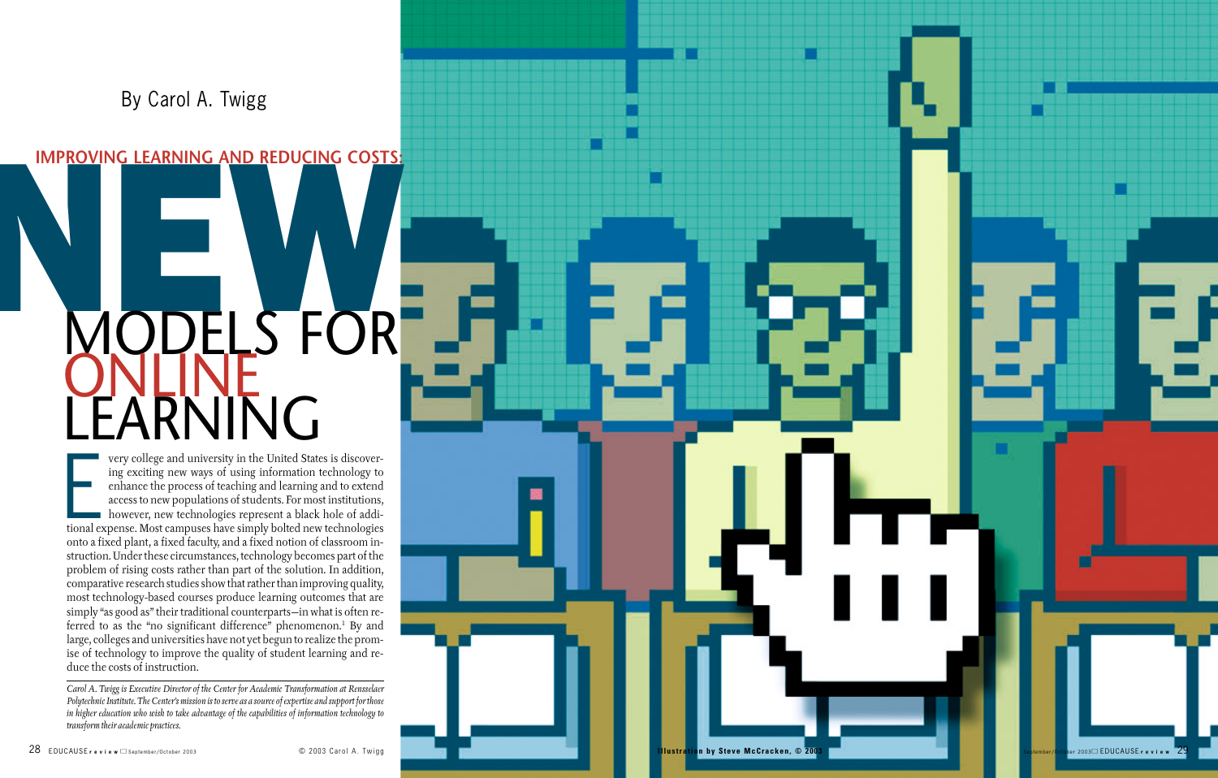By Carol A. Twigg

# IMPROVING LEARNING AND REDUCING COSTS: NEW MODELS FOR ONLINE LEARNING

Every college and university in the United States is discovering exciting new ways of using information technology to enhance the process of teaching and learning and to extend access to new populations of students. For most institutions, however, new technologies represent a black hole of additional expense. Most campuses have simply bolted new technologies onto a fixed plant, a fixed faculty, and a fixed notion of classroom instruction. Under these circumstances, technology becomes part of the problem of rising costs rather than part of the solution. In addition, comparative research studies show that rather than improving quality, most technology-based courses produce learning outcomes that are simply "as good as" their traditional counterparts—in what is often referred to as the "no significant difference" phenomenon.[1] By and large, colleges and universities have not yet begun to realize the promise of technology to improve the quality of student learning and reduce the costs of instruction.

*Carol A. Twigg is Executive Director of the Center for Academic Transformation at Rensselaer Polytechnic Institute. The Center's mission is to serve as a source of expertise and support for those in higher education who wish to take advantage of the capabilities of information technology to transform their academic practices.*

© 2003 Carol A. Twigg

Illustration by Steve McCracken, © 2003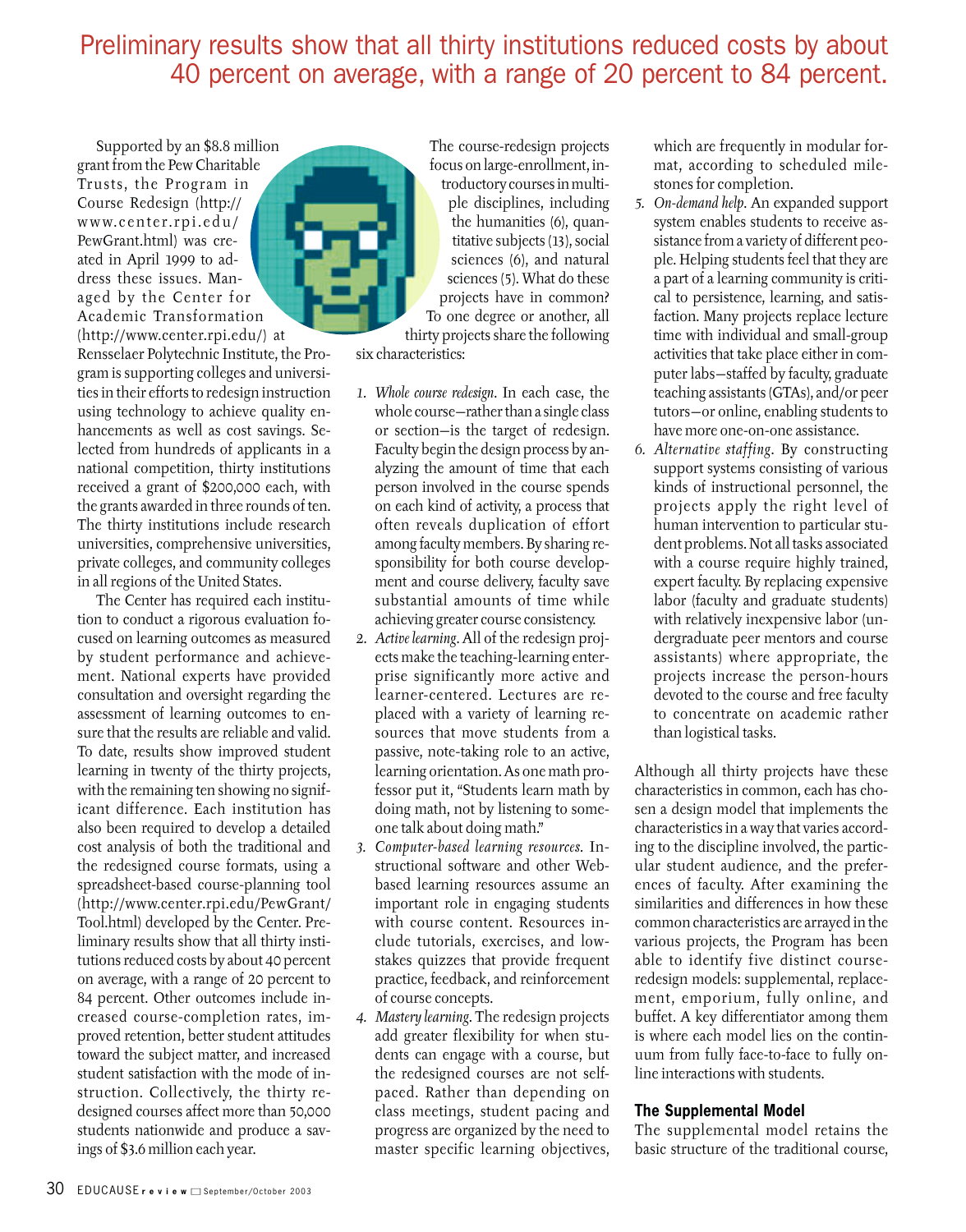Preliminary results show that all thirty institutions reduced costs by about 40 percent on average, with a range of 20 percent to 84 percent.

Supported by an $8.8 million grant from the Pew Charitable Trusts, the Program in Course Redesign (http://www.center.rpi.edu/PewGrant.html) was created in April 1999 to address these issues. Managed by the Center for Academic Transformation (http://www.center.rpi.edu/) at Rensselaer Polytechnic Institute, the Program is supporting colleges and universities in their efforts to redesign instruction using technology to achieve quality enhancements as well as cost savings. Selected from hundreds of applicants in a national competition, thirty institutions received a grant of $200,000 each, with the grants awarded in three rounds of ten. The thirty institutions include research universities, comprehensive universities, private colleges, and community colleges in all regions of the United States.

The Center has required each institution to conduct a rigorous evaluation focused on learning outcomes as measured by student performance and achievement. National experts have provided consultation and oversight regarding the assessment of learning outcomes to ensure that the results are reliable and valid. To date, results show improved student learning in twenty of the thirty projects, with the remaining ten showing no significant difference. Each institution has also been required to develop a detailed cost analysis of both the traditional and the redesigned course formats, using a spreadsheet-based course-planning tool (http://www.center.rpi.edu/PewGrant/Tool.html) developed by the Center. Preliminary results show that all thirty institutions reduced costs by about 40 percent on average, with a range of 20 percent to 84 percent. Other outcomes include increased course-completion rates, improved retention, better student attitudes toward the subject matter, and increased student satisfaction with the mode of instruction. Collectively, the thirty redesigned courses affect more than 50,000 students nationwide and produce a savings of $3.6 million each year.

The course-redesign projects focus on large-enrollment, introductory courses in multiple disciplines, including the humanities (6), quantitative subjects (13), social sciences (6), and natural sciences (5). What do these projects have in common? To one degree or another, all thirty projects share the following six characteristics:

1. *Whole course redesign.* In each case, the whole course—rather than a single class or section—is the target of redesign. Faculty begin the design process by analyzing the amount of time that each person involved in the course spends on each kind of activity, a process that often reveals duplication of effort among faculty members. By sharing responsibility for both course development and course delivery, faculty save substantial amounts of time while achieving greater course consistency.
2. *Active learning.* All of the redesign projects make the teaching-learning enterprise significantly more active and learner-centered. Lectures are replaced with a variety of learning resources that move students from a passive, note-taking role to an active, learning orientation. As one math professor put it, "Students learn math by doing math, not by listening to someone talk about doing math."
3. *Computer-based learning resources.* Instructional software and other Web-based learning resources assume an important role in engaging students with course content. Resources include tutorials, exercises, and low-stakes quizzes that provide frequent practice, feedback, and reinforcement of course concepts.
4. *Mastery learning.* The redesign projects add greater flexibility for when students can engage with a course, but the redesigned courses are not self-paced. Rather than depending on class meetings, student pacing and progress are organized by the need to master specific learning objectives, which are frequently in modular format, according to scheduled milestones for completion.
5. *On-demand help.* An expanded support system enables students to receive assistance from a variety of different people. Helping students feel that they are a part of a learning community is critical to persistence, learning, and satisfaction. Many projects replace lecture time with individual and small-group activities that take place either in computer labs—staffed by faculty, graduate teaching assistants (GTAs), and/or peer tutors—or online, enabling students to have more one-on-one assistance.
6. *Alternative staffing.* By constructing support systems consisting of various kinds of instructional personnel, the projects apply the right level of human intervention to particular student problems. Not all tasks associated with a course require highly trained, expert faculty. By replacing expensive labor (faculty and graduate students) with relatively inexpensive labor (undergraduate peer mentors and course assistants) where appropriate, the projects increase the person-hours devoted to the course and free faculty to concentrate on academic rather than logistical tasks.

Although all thirty projects have these characteristics in common, each has chosen a design model that implements the characteristics in a way that varies according to the discipline involved, the particular student audience, and the preferences of faculty. After examining the similarities and differences in how these common characteristics are arrayed in the various projects, the Program has been able to identify five distinct course-redesign models: supplemental, replacement, emporium, fully online, and buffet. A key differentiator among them is where each model lies on the continuum from fully face-to-face to fully online interactions with students.

### The Supplemental Model

The supplemental model retains the basic structure of the traditional course,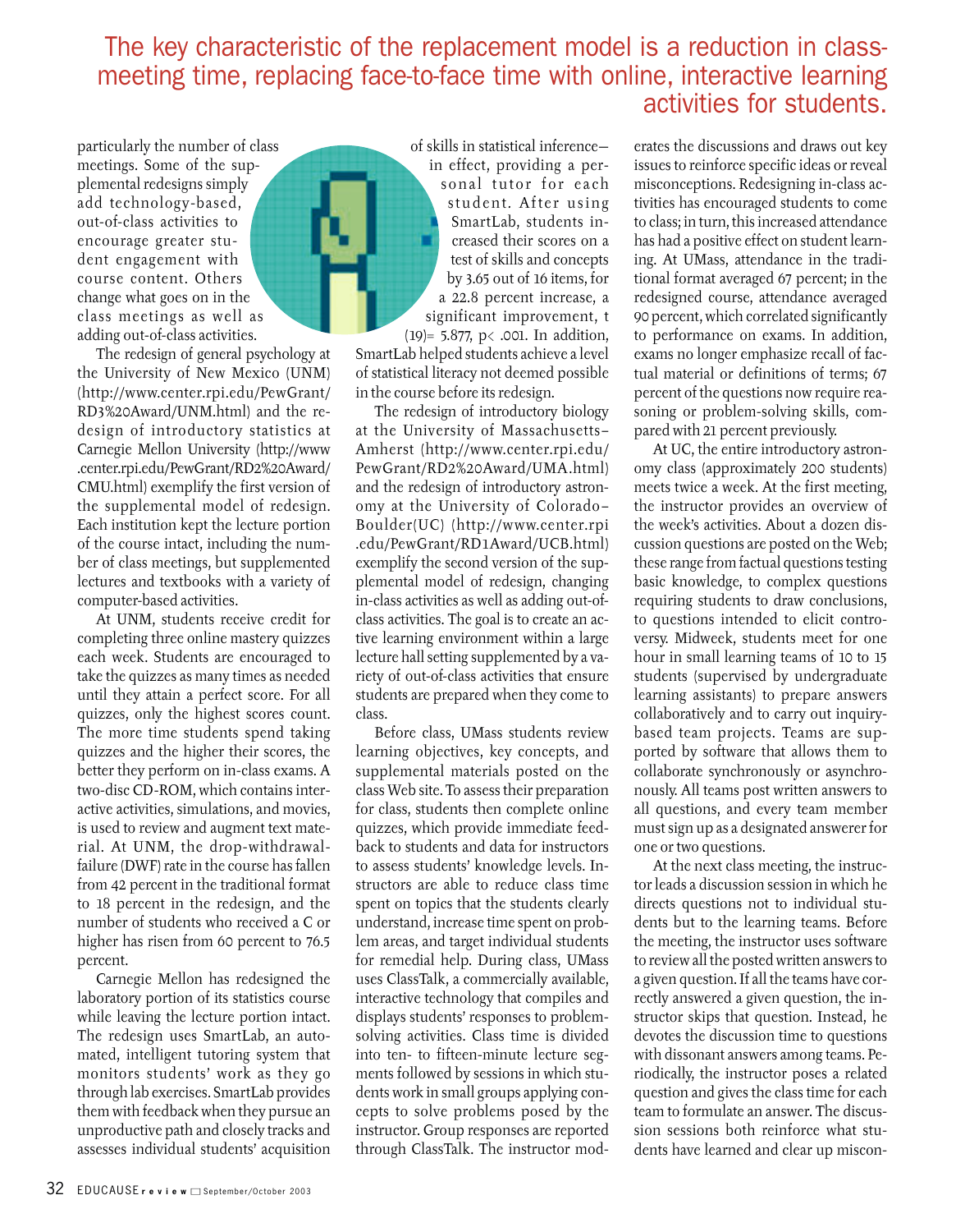## The key characteristic of the replacement model is a reduction in class-meeting time, replacing face-to-face time with online, interactive learning activities for students.

particularly the number of class meetings. Some of the supplemental redesigns simply add technology-based, out-of-class activities to encourage greater student engagement with course content. Others change what goes on in the class meetings as well as adding out-of-class activities.

The redesign of general psychology at the University of New Mexico (UNM) (http://www.center.rpi.edu/PewGrant/RD3%20Award/UNM.html) and the redesign of introductory statistics at Carnegie Mellon University (http://www.center.rpi.edu/PewGrant/RD2%20Award/CMU.html) exemplify the first version of the supplemental model of redesign. Each institution kept the lecture portion of the course intact, including the number of class meetings, but supplemented lectures and textbooks with a variety of computer-based activities.

At UNM, students receive credit for completing three online mastery quizzes each week. Students are encouraged to take the quizzes as many times as needed until they attain a perfect score. For all quizzes, only the highest scores count. The more time students spend taking quizzes and the higher their scores, the better they perform on in-class exams. A two-disc CD-ROM, which contains interactive activities, simulations, and movies, is used to review and augment text material. At UNM, the drop-withdrawal-failure (DWF) rate in the course has fallen from 42 percent in the traditional format to 18 percent in the redesign, and the number of students who received a C or higher has risen from 60 percent to 76.5 percent.

Carnegie Mellon has redesigned the laboratory portion of its statistics course while leaving the lecture portion intact. The redesign uses SmartLab, an automated, intelligent tutoring system that monitors students' work as they go through lab exercises. SmartLab provides them with feedback when they pursue an unproductive path and closely tracks and assesses individual students' acquisition of skills in statistical inference—in effect, providing a personal tutor for each student. After using SmartLab, students increased their scores on a test of skills and concepts by 3.65 out of 16 items, for a 22.8 percent increase, a significant improvement, $t(19) = 5.877$, $p < .001$. In addition, SmartLab helped students achieve a level of statistical literacy not deemed possible in the course before its redesign.

The redesign of introductory biology at the University of Massachusetts–Amherst (http://www.center.rpi.edu/PewGrant/RD2%20Award/UMA.html) and the redesign of introductory astronomy at the University of Colorado–Boulder (UC) (http://www.center.rpi.edu/PewGrant/RD1Award/UCB.html) exemplify the second version of the supplemental model of redesign, changing in-class activities as well as adding out-of-class activities. The goal is to create an active learning environment within a large lecture hall setting supplemented by a variety of out-of-class activities that ensure students are prepared when they come to class.

Before class, UMass students review learning objectives, key concepts, and supplemental materials posted on the class Web site. To assess their preparation for class, students then complete online quizzes, which provide immediate feedback to students and data for instructors to assess students' knowledge levels. Instructors are able to reduce class time spent on topics that the students clearly understand, increase time spent on problem areas, and target individual students for remedial help. During class, UMass uses ClassTalk, a commercially available, interactive technology that compiles and displays students' responses to problem-solving activities. Class time is divided into ten- to fifteen-minute lecture segments followed by sessions in which students work in small groups applying concepts to solve problems posed by the instructor. Group responses are reported through ClassTalk. The instructor moderates the discussions and draws out key issues to reinforce specific ideas or reveal misconceptions. Redesigning in-class activities has encouraged students to come to class; in turn, this increased attendance has had a positive effect on student learning. At UMass, attendance in the traditional format averaged 67 percent; in the redesigned course, attendance averaged 90 percent, which correlated significantly to performance on exams. In addition, exams no longer emphasize recall of factual material or definitions of terms; 67 percent of the questions now require reasoning or problem-solving skills, compared with 21 percent previously.

At UC, the entire introductory astronomy class (approximately 200 students) meets twice a week. At the first meeting, the instructor provides an overview of the week's activities. About a dozen discussion questions are posted on the Web; these range from factual questions testing basic knowledge, to complex questions requiring students to draw conclusions, to questions intended to elicit controversy. Midweek, students meet for one hour in small learning teams of 10 to 15 students (supervised by undergraduate learning assistants) to prepare answers collaboratively and to carry out inquiry-based team projects. Teams are supported by software that allows them to collaborate synchronously or asynchronously. All teams post written answers to all questions, and every team member must sign up as a designated answerer for one or two questions.

At the next class meeting, the instructor leads a discussion session in which he directs questions not to individual students but to the learning teams. Before the meeting, the instructor uses software to review all the posted written answers to a given question. If all the teams have correctly answered a given question, the instructor skips that question. Instead, he devotes the discussion time to questions with dissonant answers among teams. Periodically, the instructor poses a related question and gives the class time for each team to formulate an answer. The discussion sessions both reinforce what students have learned and clear up miscon-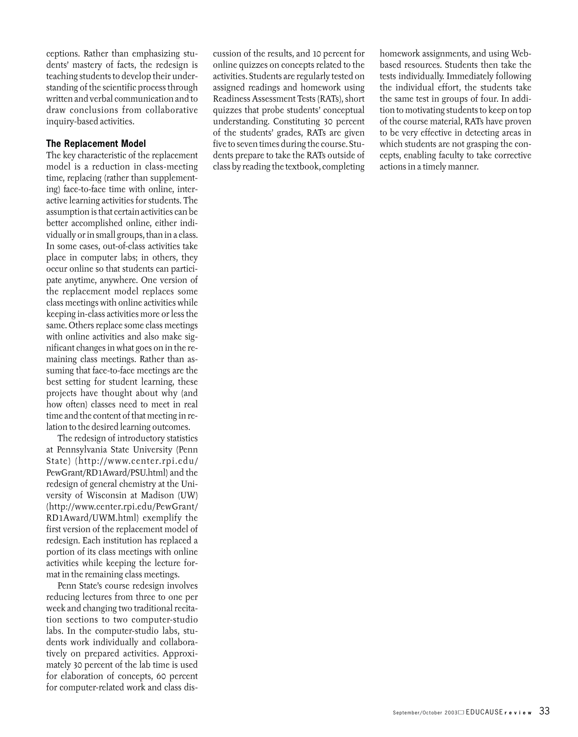ceptions. Rather than emphasizing students' mastery of facts, the redesign is teaching students to develop their understanding of the scientific process through written and verbal communication and to draw conclusions from collaborative inquiry-based activities.

### The Replacement Model

The key characteristic of the replacement model is a reduction in class-meeting time, replacing (rather than supplementing) face-to-face time with online, interactive learning activities for students. The assumption is that certain activities can be better accomplished online, either individually or in small groups, than in a class. In some cases, out-of-class activities take place in computer labs; in others, they occur online so that students can participate anytime, anywhere. One version of the replacement model replaces some class meetings with online activities while keeping in-class activities more or less the same. Others replace some class meetings with online activities and also make significant changes in what goes on in the remaining class meetings. Rather than assuming that face-to-face meetings are the best setting for student learning, these projects have thought about why (and how often) classes need to meet in real time and the content of that meeting in relation to the desired learning outcomes.

The redesign of introductory statistics at Pennsylvania State University (Penn State) (http://www.center.rpi.edu/PewGrant/RD1Award/PSU.html) and the redesign of general chemistry at the University of Wisconsin at Madison (UW) (http://www.center.rpi.edu/PewGrant/RD1Award/UWM.html) exemplify the first version of the replacement model of redesign. Each institution has replaced a portion of its class meetings with online activities while keeping the lecture format in the remaining class meetings.

Penn State's course redesign involves reducing lectures from three to one per week and changing two traditional recitation sections to two computer-studio labs. In the computer-studio labs, students work individually and collaboratively on prepared activities. Approximately 30 percent of the lab time is used for elaboration of concepts, 60 percent for computer-related work and class discussion of the results, and 10 percent for online quizzes on concepts related to the activities. Students are regularly tested on assigned readings and homework using Readiness Assessment Tests (RATs), short quizzes that probe students' conceptual understanding. Constituting 30 percent of the students' grades, RATs are given five to seven times during the course. Students prepare to take the RATs outside of class by reading the textbook, completing homework assignments, and using Web-based resources. Students then take the tests individually. Immediately following the individual effort, the students take the same test in groups of four. In addition to motivating students to keep on top of the course material, RATs have proven to be very effective in detecting areas in which students are not grasping the concepts, enabling faculty to take corrective actions in a timely manner.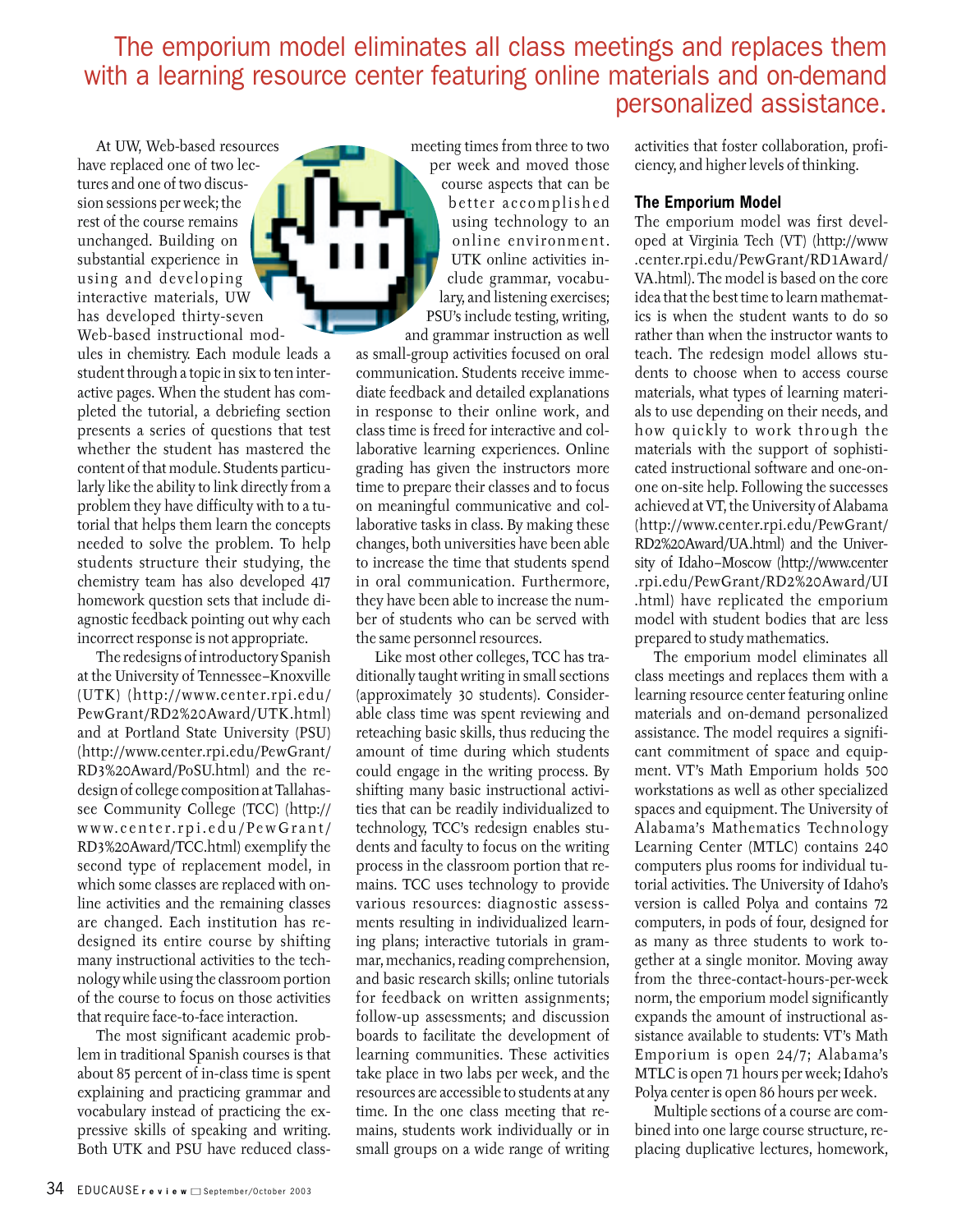> The emporium model eliminates all class meetings and replaces them with a learning resource center featuring online materials and on-demand personalized assistance.

At UW, Web-based resources have replaced one of two lectures and one of two discussion sessions per week; the rest of the course remains unchanged. Building on substantial experience in using and developing interactive materials, UW has developed thirty-seven Web-based instructional modules in chemistry. Each module leads a student through a topic in six to ten interactive pages. When the student has completed the tutorial, a debriefing section presents a series of questions that test whether the student has mastered the content of that module. Students particularly like the ability to link directly from a problem they have difficulty with to a tutorial that helps them learn the concepts needed to solve the problem. To help students structure their studying, the chemistry team has also developed 417 homework question sets that include diagnostic feedback pointing out why each incorrect response is not appropriate.

The redesigns of introductory Spanish at the University of Tennessee–Knoxville (UTK) (http://www.center.rpi.edu/PewGrant/RD2%20Award/UTK.html) and at Portland State University (PSU) (http://www.center.rpi.edu/PewGrant/RD3%20Award/PoSU.html) and the redesign of college composition at Tallahassee Community College (TCC) (http://www.center.rpi.edu/PewGrant/RD3%20Award/TCC.html) exemplify the second type of replacement model, in which some classes are replaced with online activities and the remaining classes are changed. Each institution has redesigned its entire course by shifting many instructional activities to the technology while using the classroom portion of the course to focus on those activities that require face-to-face interaction.

The most significant academic problem in traditional Spanish courses is that about 85 percent of in-class time is spent explaining and practicing grammar and vocabulary instead of practicing the expressive skills of speaking and writing. Both UTK and PSU have reduced class-meeting times from three to two per week and moved those course aspects that can be better accomplished using technology to an online environment. UTK online activities include grammar, vocabulary, and listening exercises; PSU's include testing, writing, and grammar instruction as well as small-group activities focused on oral communication. Students receive immediate feedback and detailed explanations in response to their online work, and class time is freed for interactive and collaborative learning experiences. Online grading has given the instructors more time to prepare their classes and to focus on meaningful communicative and collaborative tasks in class. By making these changes, both universities have been able to increase the time that students spend in oral communication. Furthermore, they have been able to increase the number of students who can be served with the same personnel resources.

Like most other colleges, TCC has traditionally taught writing in small sections (approximately 30 students). Considerable class time was spent reviewing and reteaching basic skills, thus reducing the amount of time during which students could engage in the writing process. By shifting many basic instructional activities that can be readily individualized to technology, TCC's redesign enables students and faculty to focus on the writing process in the classroom portion that remains. TCC uses technology to provide various resources: diagnostic assessments resulting in individualized learning plans; interactive tutorials in grammar, mechanics, reading comprehension, and basic research skills; online tutorials for feedback on written assignments; follow-up assessments; and discussion boards to facilitate the development of learning communities. These activities take place in two labs per week, and the resources are accessible to students at any time. In the one class meeting that remains, students work individually or in small groups on a wide range of writing activities that foster collaboration, proficiency, and higher levels of thinking.

### The Emporium Model

The emporium model was first developed at Virginia Tech (VT) (http://www.center.rpi.edu/PewGrant/RD1Award/VA.html). The model is based on the core idea that the best time to learn mathematics is when the student wants to do so rather than when the instructor wants to teach. The redesign model allows students to choose when to access course materials, what types of learning materials to use depending on their needs, and how quickly to work through the materials with the support of sophisticated instructional software and one-on-one on-site help. Following the successes achieved at VT, the University of Alabama (http://www.center.rpi.edu/PewGrant/RD2%20Award/UA.html) and the University of Idaho–Moscow (http://www.center.rpi.edu/PewGrant/RD2%20Award/UI.html) have replicated the emporium model with student bodies that are less prepared to study mathematics.

The emporium model eliminates all class meetings and replaces them with a learning resource center featuring online materials and on-demand personalized assistance. The model requires a significant commitment of space and equipment. VT's Math Emporium holds 500 workstations as well as other specialized spaces and equipment. The University of Alabama's Mathematics Technology Learning Center (MTLC) contains 240 computers plus rooms for individual tutorial activities. The University of Idaho's version is called Polya and contains 72 computers, in pods of four, designed for as many as three students to work together at a single monitor. Moving away from the three-contact-hours-per-week norm, the emporium model significantly expands the amount of instructional assistance available to students: VT's Math Emporium is open 24/7; Alabama's MTLC is open 71 hours per week; Idaho's Polya center is open 86 hours per week.

Multiple sections of a course are combined into one large course structure, replacing duplicative lectures, homework,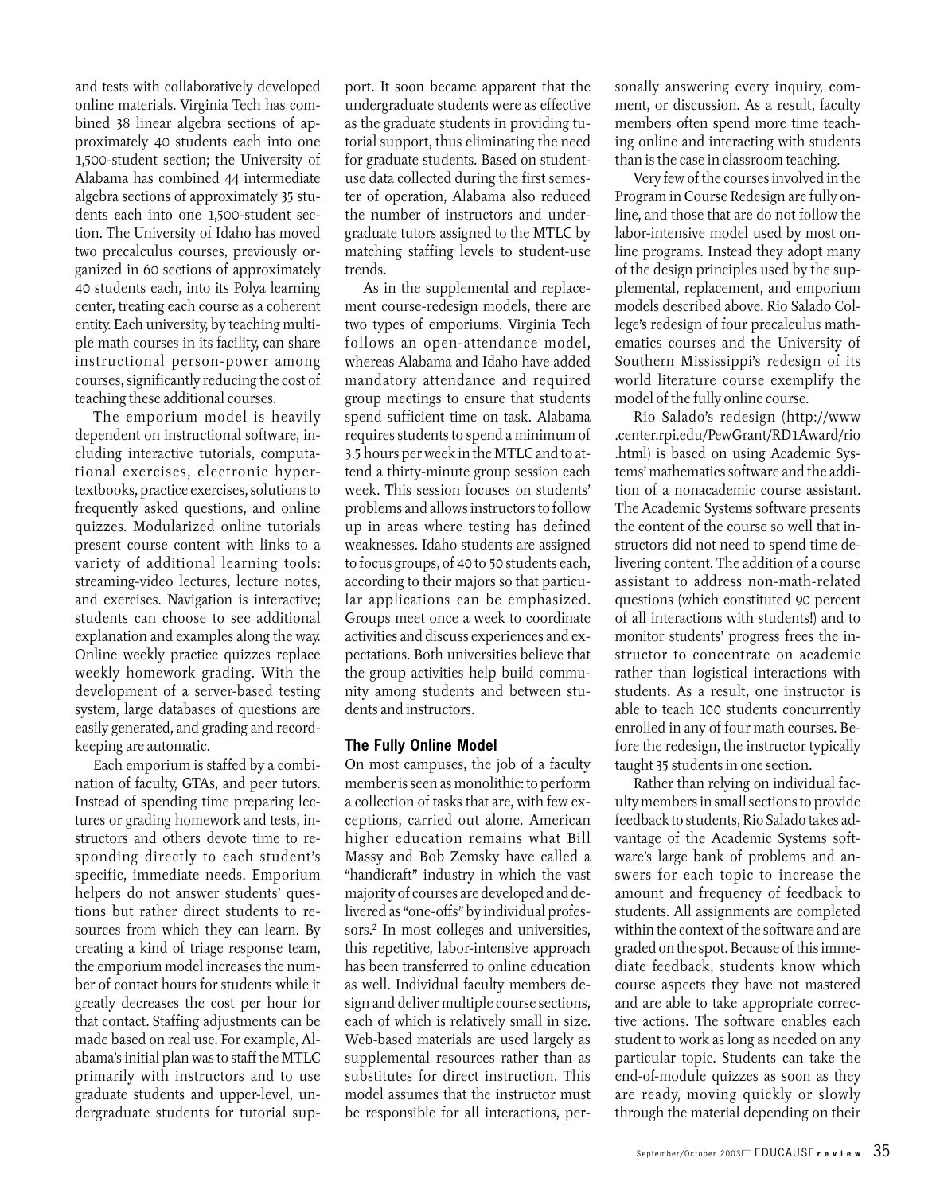and tests with collaboratively developed online materials. Virginia Tech has combined 38 linear algebra sections of approximately 40 students each into one 1,500-student section; the University of Alabama has combined 44 intermediate algebra sections of approximately 35 students each into one 1,500-student section. The University of Idaho has moved two precalculus courses, previously organized in 60 sections of approximately 40 students each, into its Polya learning center, treating each course as a coherent entity. Each university, by teaching multiple math courses in its facility, can share instructional person-power among courses, significantly reducing the cost of teaching these additional courses.

The emporium model is heavily dependent on instructional software, including interactive tutorials, computational exercises, electronic hypertextbooks, practice exercises, solutions to frequently asked questions, and online quizzes. Modularized online tutorials present course content with links to a variety of additional learning tools: streaming-video lectures, lecture notes, and exercises. Navigation is interactive; students can choose to see additional explanation and examples along the way. Online weekly practice quizzes replace weekly homework grading. With the development of a server-based testing system, large databases of questions are easily generated, and grading and record-keeping are automatic.

Each emporium is staffed by a combination of faculty, GTAs, and peer tutors. Instead of spending time preparing lectures or grading homework and tests, instructors and others devote time to responding directly to each student's specific, immediate needs. Emporium helpers do not answer students' questions but rather direct students to resources from which they can learn. By creating a kind of triage response team, the emporium model increases the number of contact hours for students while it greatly decreases the cost per hour for that contact. Staffing adjustments can be made based on real use. For example, Alabama's initial plan was to staff the MTLC primarily with instructors and to use graduate students and upper-level, undergraduate students for tutorial support. It soon became apparent that the undergraduate students were as effective as the graduate students in providing tutorial support, thus eliminating the need for graduate students. Based on student-use data collected during the first semester of operation, Alabama also reduced the number of instructors and undergraduate tutors assigned to the MTLC by matching staffing levels to student-use trends.

As in the supplemental and replacement course-redesign models, there are two types of emporiums. Virginia Tech follows an open-attendance model, whereas Alabama and Idaho have added mandatory attendance and required group meetings to ensure that students spend sufficient time on task. Alabama requires students to spend a minimum of 3.5 hours per week in the MTLC and to attend a thirty-minute group session each week. This session focuses on students' problems and allows instructors to follow up in areas where testing has defined weaknesses. Idaho students are assigned to focus groups, of 40 to 50 students each, according to their majors so that particular applications can be emphasized. Groups meet once a week to coordinate activities and discuss experiences and expectations. Both universities believe that the group activities help build community among students and between students and instructors.

### The Fully Online Model

On most campuses, the job of a faculty member is seen as monolithic: to perform a collection of tasks that are, with few exceptions, carried out alone. American higher education remains what Bill Massy and Bob Zemsky have called a "handicraft" industry in which the vast majority of courses are developed and delivered as "one-offs" by individual professors.[2] In most colleges and universities, this repetitive, labor-intensive approach has been transferred to online education as well. Individual faculty members design and deliver multiple course sections, each of which is relatively small in size. Web-based materials are used largely as supplemental resources rather than as substitutes for direct instruction. This model assumes that the instructor must be responsible for all interactions, personally answering every inquiry, comment, or discussion. As a result, faculty members often spend more time teaching online and interacting with students than is the case in classroom teaching.

Very few of the courses involved in the Program in Course Redesign are fully online, and those that are do not follow the labor-intensive model used by most online programs. Instead they adopt many of the design principles used by the supplemental, replacement, and emporium models described above. Rio Salado College's redesign of four precalculus mathematics courses and the University of Southern Mississippi's redesign of its world literature course exemplify the model of the fully online course.

Rio Salado's redesign (http://www.center.rpi.edu/PewGrant/RD1Award/rio.html) is based on using Academic Systems' mathematics software and the addition of a nonacademic course assistant. The Academic Systems software presents the content of the course so well that instructors did not need to spend time delivering content. The addition of a course assistant to address non-math-related questions (which constituted 90 percent of all interactions with students!) and to monitor students' progress frees the instructor to concentrate on academic rather than logistical interactions with students. As a result, one instructor is able to teach 100 students concurrently enrolled in any of four math courses. Before the redesign, the instructor typically taught 35 students in one section.

Rather than relying on individual faculty members in small sections to provide feedback to students, Rio Salado takes advantage of the Academic Systems software's large bank of problems and answers for each topic to increase the amount and frequency of feedback to students. All assignments are completed within the context of the software and are graded on the spot. Because of this immediate feedback, students know which course aspects they have not mastered and are able to take appropriate corrective actions. The software enables each student to work as long as needed on any particular topic. Students can take the end-of-module quizzes as soon as they are ready, moving quickly or slowly through the material depending on their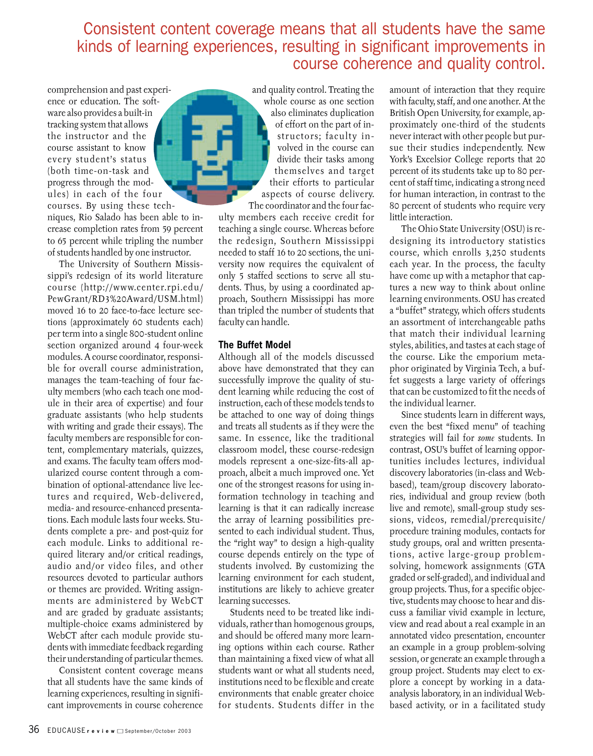comprehension and past experience or education. The software also provides a built-in tracking system that allows the instructor and the course assistant to know every student's status (both time-on-task and progress through the modules) in each of the four courses. By using these techniques, Rio Salado has been able to increase completion rates from 59 percent to 65 percent while tripling the number of students handled by one instructor.

The University of Southern Mississippi's redesign of its world literature course (http://www.center.rpi.edu/PewGrant/RD3%20Award/USM.html) moved 16 to 20 face-to-face lecture sections (approximately 60 students each) per term into a single 800-student online section organized around 4 four-week modules. A course coordinator, responsible for overall course administration, manages the team-teaching of four faculty members (who each teach one module in their area of expertise) and four graduate assistants (who help students with writing and grade their essays). The faculty members are responsible for content, complementary materials, quizzes, and exams. The faculty team offers modularized course content through a combination of optional-attendance live lectures and required, Web-delivered, media- and resource-enhanced presentations. Each module lasts four weeks. Students complete a pre- and post-quiz for each module. Links to additional required literary and/or critical readings, audio and/or video files, and other resources devoted to particular authors or themes are provided. Writing assignments are administered by WebCT and are graded by graduate assistants; multiple-choice exams administered by WebCT after each module provide students with immediate feedback regarding their understanding of particular themes.

Consistent content coverage means that all students have the same kinds of learning experiences, resulting in significant improvements in course coherence and quality control. Treating the whole course as one section also eliminates duplication of effort on the part of instructors; faculty involved in the course can divide their tasks among themselves and target their efforts to particular aspects of course delivery. The coordinator and the four faculty members each receive credit for teaching a single course. Whereas before the redesign, Southern Mississippi needed to staff 16 to 20 sections, the university now requires the equivalent of only 5 staffed sections to serve all students. Thus, by using a coordinated approach, Southern Mississippi has more than tripled the number of students that faculty can handle.

### The Buffet Model

Although all of the models discussed above have demonstrated that they can successfully improve the quality of student learning while reducing the cost of instruction, each of these models tends to be attached to one way of doing things and treats all students as if they were the same. In essence, like the traditional classroom model, these course-redesign models represent a one-size-fits-all approach, albeit a much improved one. Yet one of the strongest reasons for using information technology in teaching and learning is that it can radically increase the array of learning possibilities presented to each individual student. Thus, the "right way" to design a high-quality course depends entirely on the type of students involved. By customizing the learning environment for each student, institutions are likely to achieve greater learning successes.

Students need to be treated like individuals, rather than homogenous groups, and should be offered many more learning options within each course. Rather than maintaining a fixed view of what all students want or what all students need, institutions need to be flexible and create environments that enable greater choice for students. Students differ in the amount of interaction that they require with faculty, staff, and one another. At the British Open University, for example, approximately one-third of the students never interact with other people but pursue their studies independently. New York's Excelsior College reports that 20 percent of its students take up to 80 percent of staff time, indicating a strong need for human interaction, in contrast to the 80 percent of students who require very little interaction.

The Ohio State University (OSU) is redesigning its introductory statistics course, which enrolls 3,250 students each year. In the process, the faculty have come up with a metaphor that captures a new way to think about online learning environments. OSU has created a "buffet" strategy, which offers students an assortment of interchangeable paths that match their individual learning styles, abilities, and tastes at each stage of the course. Like the emporium metaphor originated by Virginia Tech, a buffet suggests a large variety of offerings that can be customized to fit the needs of the individual learner.

Since students learn in different ways, even the best "fixed menu" of teaching strategies will fail for *some* students. In contrast, OSU's buffet of learning opportunities includes lectures, individual discovery laboratories (in-class and Web-based), team/group discovery laboratories, individual and group review (both live and remote), small-group study sessions, videos, remedial/prerequisite/procedure training modules, contacts for study groups, oral and written presentations, active large-group problem-solving, homework assignments (GTA graded or self-graded), and individual and group projects. Thus, for a specific objective, students may choose to hear and discuss a familiar vivid example in lecture, view and read about a real example in an annotated video presentation, encounter an example in a group problem-solving session, or generate an example through a group project. Students may elect to explore a concept by working in a data-analysis laboratory, in an individual Web-based activity, or in a facilitated study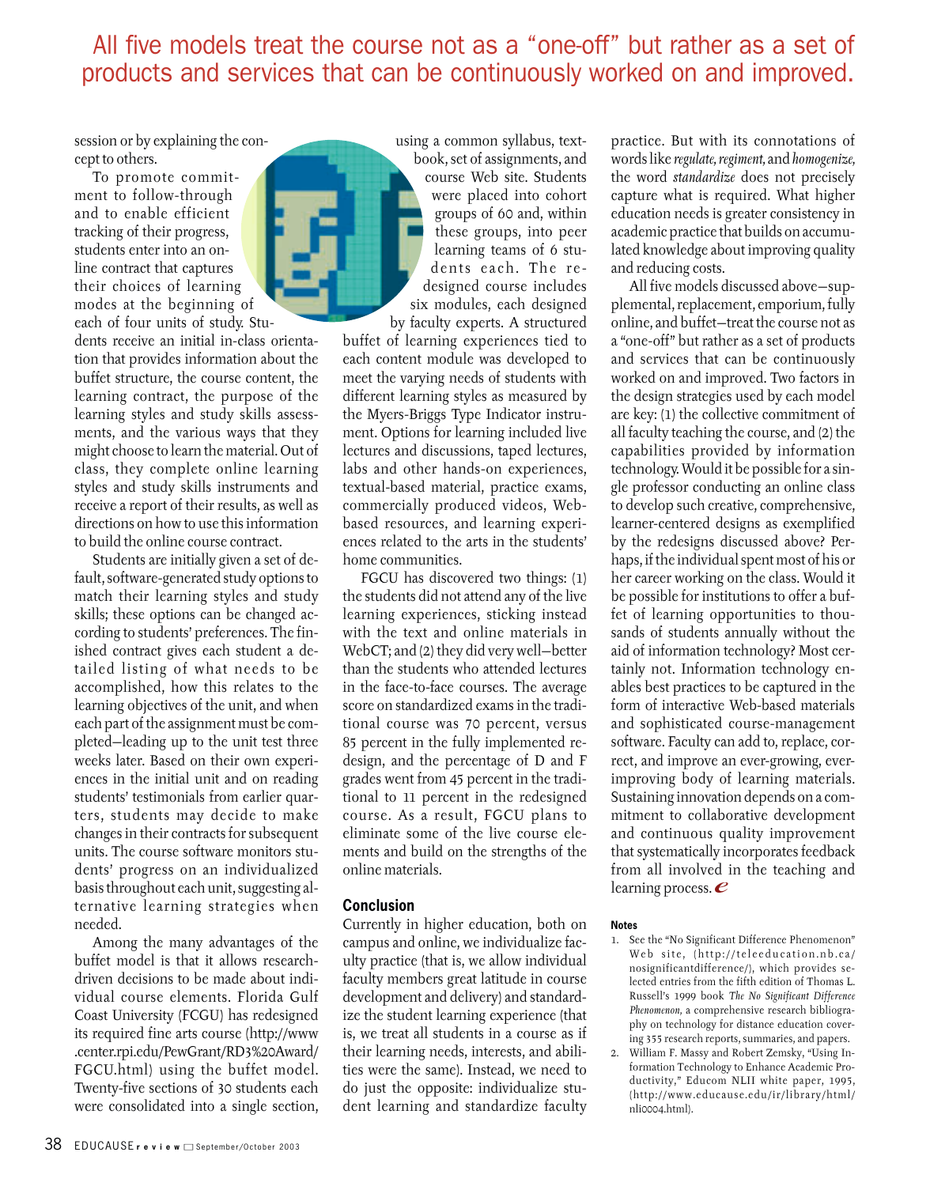All five models treat the course not as a "one-off" but rather as a set of products and services that can be continuously worked on and improved.

session or by explaining the concept to others.

To promote commitment to follow-through and to enable efficient tracking of their progress, students enter into an online contract that captures their choices of learning modes at the beginning of each of four units of study. Students receive an initial in-class orientation that provides information about the buffet structure, the course content, the learning contract, the purpose of the learning styles and study skills assessments, and the various ways that they might choose to learn the material. Out of class, they complete online learning styles and study skills instruments and receive a report of their results, as well as directions on how to use this information to build the online course contract.

Students are initially given a set of default, software-generated study options to match their learning styles and study skills; these options can be changed according to students' preferences. The finished contract gives each student a detailed listing of what needs to be accomplished, how this relates to the learning objectives of the unit, and when each part of the assignment must be completed—leading up to the unit test three weeks later. Based on their own experiences in the initial unit and on reading students' testimonials from earlier quarters, students may decide to make changes in their contracts for subsequent units. The course software monitors students' progress on an individualized basis throughout each unit, suggesting alternative learning strategies when needed.

Among the many advantages of the buffet model is that it allows research-driven decisions to be made about individual course elements. Florida Gulf Coast University (FCGU) has redesigned its required fine arts course (http://www.center.rpi.edu/PewGrant/RD3%20Award/FGCU.html) using the buffet model. Twenty-five sections of 30 students each were consolidated into a single section, using a common syllabus, textbook, set of assignments, and course Web site. Students were placed into cohort groups of 60 and, within these groups, into peer learning teams of 6 students each. The redesigned course includes six modules, each designed by faculty experts. A structured buffet of learning experiences tied to each content module was developed to meet the varying needs of students with different learning styles as measured by the Myers-Briggs Type Indicator instrument. Options for learning included live lectures and discussions, taped lectures, labs and other hands-on experiences, textual-based material, practice exams, commercially produced videos, Web-based resources, and learning experiences related to the arts in the students' home communities.

FGCU has discovered two things: (1) the students did not attend any of the live learning experiences, sticking instead with the text and online materials in WebCT; and (2) they did very well—better than the students who attended lectures in the face-to-face courses. The average score on standardized exams in the traditional course was 70 percent, versus 85 percent in the fully implemented redesign, and the percentage of D and F grades went from 45 percent in the traditional to 11 percent in the redesigned course. As a result, FGCU plans to eliminate some of the live course elements and build on the strengths of the online materials.

## Conclusion

Currently in higher education, both on campus and online, we individualize faculty practice (that is, we allow individual faculty members great latitude in course development and delivery) and standardize the student learning experience (that is, we treat all students in a course as if their learning needs, interests, and abilities were the same). Instead, we need to do just the opposite: individualize student learning and standardize faculty practice. But with its connotations of words like *regulate*, *regiment*, and *homogenize*, the word *standardize* does not precisely capture what is required. What higher education needs is greater consistency in academic practice that builds on accumulated knowledge about improving quality and reducing costs.

All five models discussed above—supplemental, replacement, emporium, fully online, and buffet—treat the course not as a "one-off" but rather as a set of products and services that can be continuously worked on and improved. Two factors in the design strategies used by each model are key: (1) the collective commitment of all faculty teaching the course, and (2) the capabilities provided by information technology. Would it be possible for a single professor conducting an online class to develop such creative, comprehensive, learner-centered designs as exemplified by the redesigns discussed above? Perhaps, if the individual spent most of his or her career working on the class. Would it be possible for institutions to offer a buffet of learning opportunities to thousands of students annually without the aid of information technology? Most certainly not. Information technology enables best practices to be captured in the form of interactive Web-based materials and sophisticated course-management software. Faculty can add to, replace, correct, and improve an ever-growing, ever-improving body of learning materials. Sustaining innovation depends on a commitment to collaborative development and continuous quality improvement that systematically incorporates feedback from all involved in the teaching and learning process.

### Notes

1. See the "No Significant Difference Phenomenon" Web site, (http://teleeducation.nb.ca/nosignificantdifference/), which provides selected entries from the fifth edition of Thomas L. Russell's 1999 book *The No Significant Difference Phenomenon,* a comprehensive research bibliography on technology for distance education covering 355 research reports, summaries, and papers.
2. William F. Massy and Robert Zemsky, "Using Information Technology to Enhance Academic Productivity," Educom NLII white paper, 1995, (http://www.educause.edu/ir/library/html/nli0004.html).